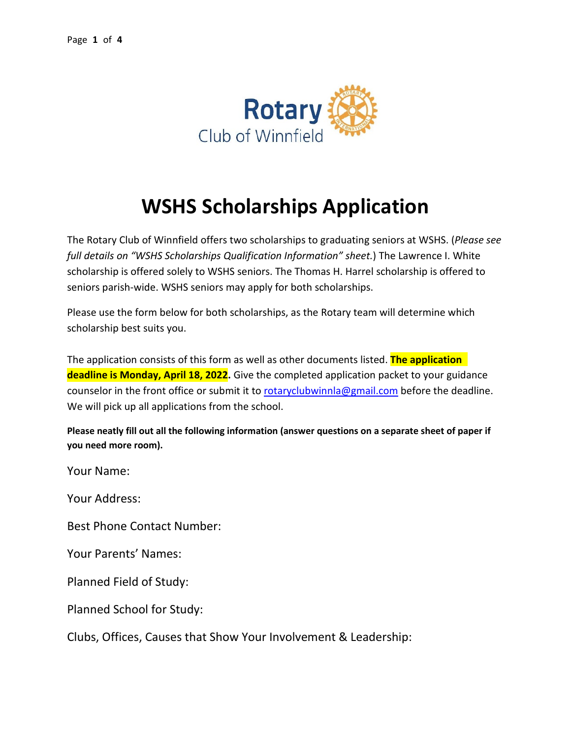Rotary Club of Winnfield

# WSHS Scholarships Application

The Rotary Club of Winnfield offers two scholarships to graduating seniors at WSHS. (*Please see full details on "WSHS Scholarships Qualification Information" sheet.*) The Lawrence I. White scholarship is offered solely to WSHS seniors. The Thomas H. Harrel scholarship is offered to seniors parish-wide. WSHS seniors may apply for both scholarships.

Please use the form below for both scholarships, as the Rotary team will determine which scholarship best suits you.

The application consists of this form as well as other documents listed. **The application deadline is Monday, April 18, 2022.** Give the completed application packet to your guidance counselor in the front office or submit it to [rotaryclubwinnla@gmail.com](mailto:rotaryclubwinnla@gmail.com) before the deadline. We will pick up all applications from the school.

**Please neatly fill out all the following information (answer questions on a separate sheet of paper if you need more room).**

Your Name:

Your Address:

Best Phone Contact Number:

Your Parents' Names:

Planned Field of Study:

Planned School for Study:

Clubs, Offices, Causes that Show Your Involvement & Leadership: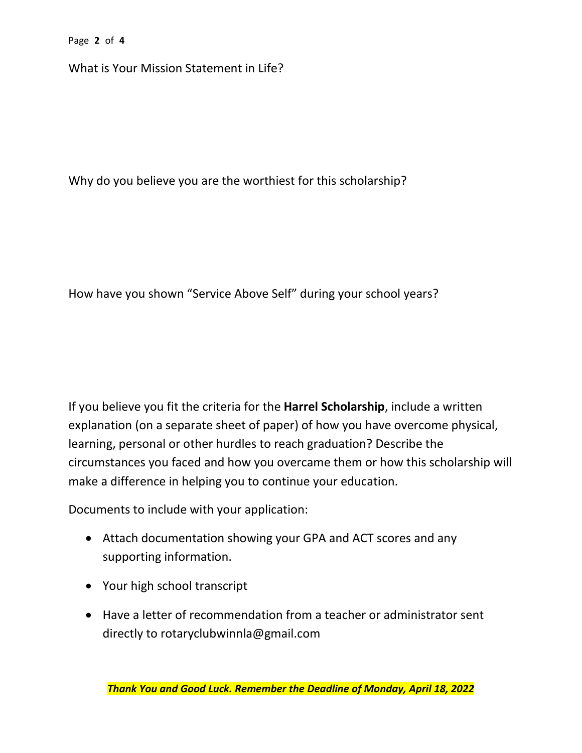What is Your Mission Statement in Life?

Why do you believe you are the worthiest for this scholarship?

How have you shown “Service Above Self” during your school years?

If you believe you fit the criteria for the **Harrel Scholarship**, include a written explanation (on a separate sheet of paper) of how you have overcome physical, learning, personal or other hurdles to reach graduation? Describe the circumstances you faced and how you overcame them or how this scholarship will make a difference in helping you to continue your education.

Documents to include with your application:

- Attach documentation showing your GPA and ACT scores and any supporting information.
- Your high school transcript
- Have a letter of recommendation from a teacher or administrator sent directly to rotaryclubwinnla@gmail.com

***Thank You and Good Luck. Remember the Deadline of Monday, April 18, 2022***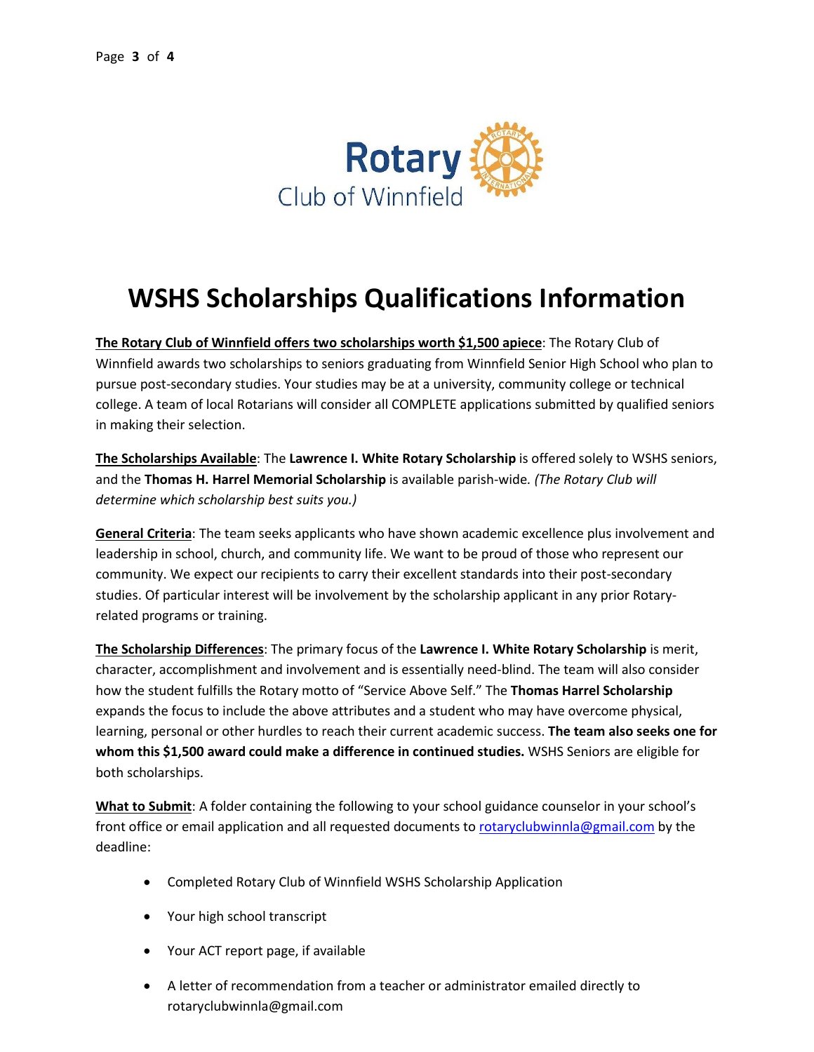Rotary Club of Winnfield

# WSHS Scholarships Qualifications Information

**The Rotary Club of Winnfield offers two scholarships worth $1,500 apiece**: The Rotary Club of Winnfield awards two scholarships to seniors graduating from Winnfield Senior High School who plan to pursue post-secondary studies. Your studies may be at a university, community college or technical college. A team of local Rotarians will consider all COMPLETE applications submitted by qualified seniors in making their selection.

**The Scholarships Available**: The **Lawrence I. White Rotary Scholarship** is offered solely to WSHS seniors, and the **Thomas H. Harrel Memorial Scholarship** is available parish-wide. *(The Rotary Club will determine which scholarship best suits you.)*

**General Criteria**: The team seeks applicants who have shown academic excellence plus involvement and leadership in school, church, and community life. We want to be proud of those who represent our community. We expect our recipients to carry their excellent standards into their post-secondary studies. Of particular interest will be involvement by the scholarship applicant in any prior Rotary-related programs or training.

**The Scholarship Differences**: The primary focus of the **Lawrence I. White Rotary Scholarship** is merit, character, accomplishment and involvement and is essentially need-blind. The team will also consider how the student fulfills the Rotary motto of "Service Above Self." The **Thomas Harrel Scholarship** expands the focus to include the above attributes and a student who may have overcome physical, learning, personal or other hurdles to reach their current academic success. **The team also seeks one for whom this $1,500 award could make a difference in continued studies.** WSHS Seniors are eligible for both scholarships.

**What to Submit**: A folder containing the following to your school guidance counselor in your school's front office or email application and all requested documents to rotaryclubwinnla@gmail.com by the deadline:

- Completed Rotary Club of Winnfield WSHS Scholarship Application
- Your high school transcript
- Your ACT report page, if available
- A letter of recommendation from a teacher or administrator emailed directly to rotaryclubwinnla@gmail.com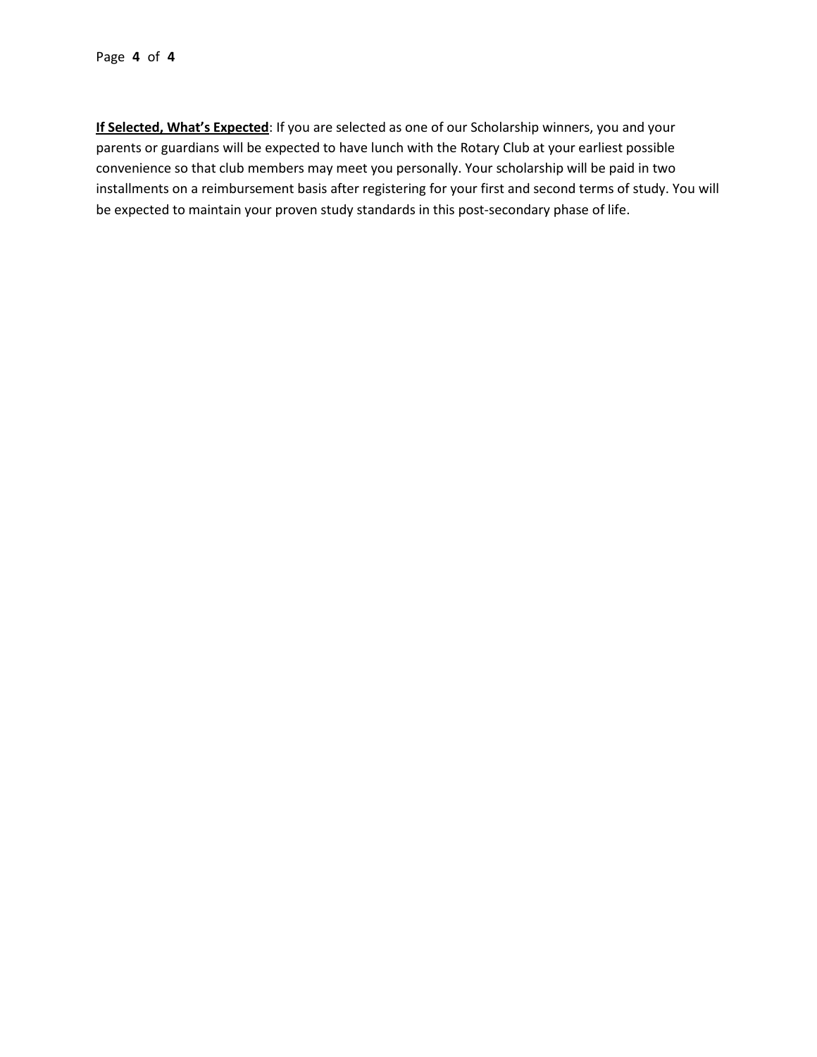**<u>If Selected, What's Expected</u>**: If you are selected as one of our Scholarship winners, you and your parents or guardians will be expected to have lunch with the Rotary Club at your earliest possible convenience so that club members may meet you personally. Your scholarship will be paid in two installments on a reimbursement basis after registering for your first and second terms of study. You will be expected to maintain your proven study standards in this post-secondary phase of life.